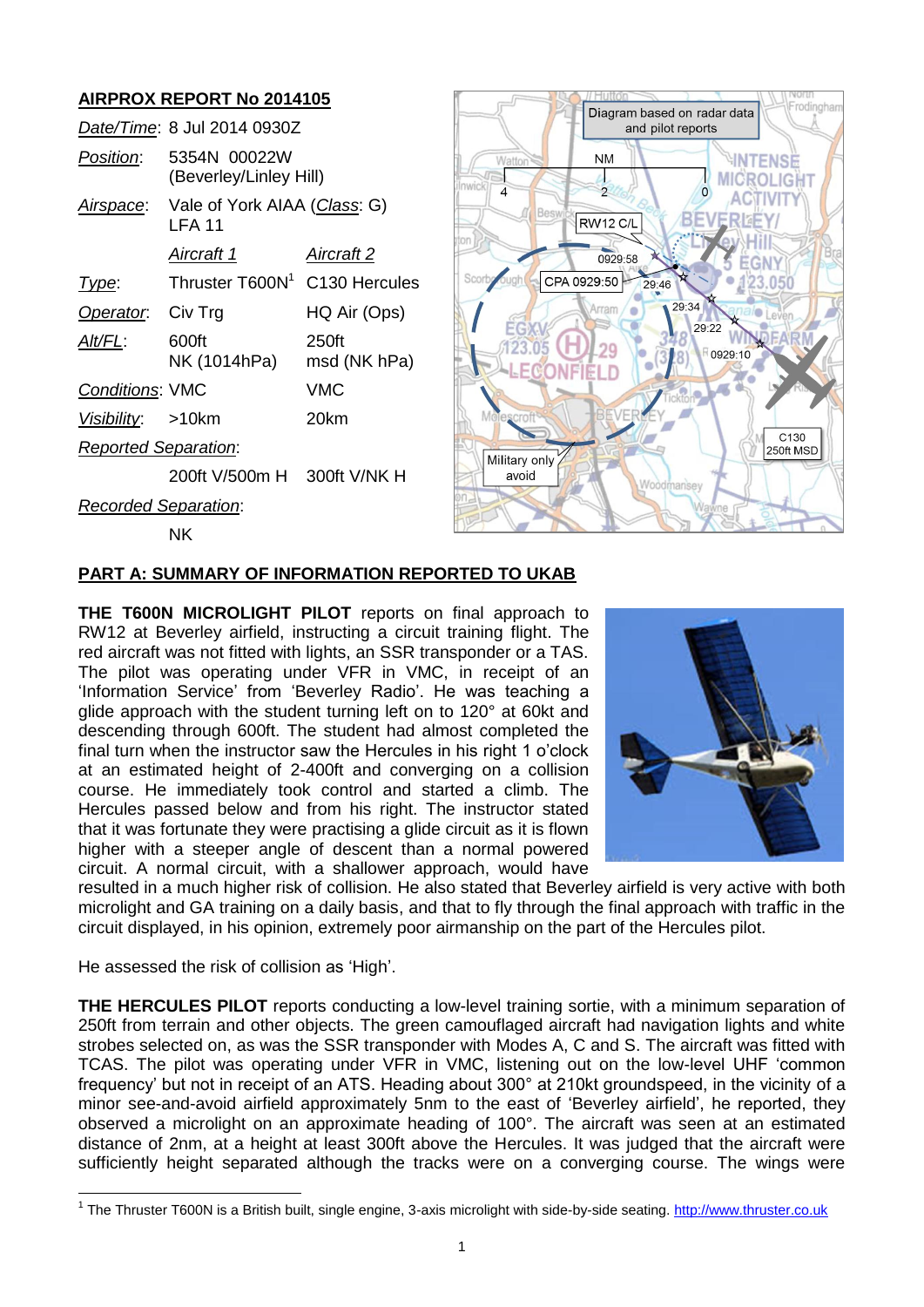## AIRPROX REPORT No 2014105

| | | |
|---|---|---|
| *Date/Time*: | 8 Jul 2014 0930Z | |
| *Position*: | 5354N 00022W (Beverley/Linley Hill) | |
| *Airspace*: | Vale of York AIAA (*Class*: G) LFA 11 | |
| | *Aircraft 1* | *Aircraft 2* |
| *Type*: | Thruster T600N[1] | C130 Hercules |
| *Operator*: | Civ Trg | HQ Air (Ops) |
| *Alt/FL*: | 600ft NK (1014hPa) | 250ft msd (NK hPa) |
| *Conditions*: | VMC | VMC |
| *Visibility*: | >10km | 20km |
| *Reported Separation*: | | |
| | 200ft V/500m H | 300ft V/NK H |
| *Recorded Separation*: | | |
| | NK | |

## PART A: SUMMARY OF INFORMATION REPORTED TO UKAB

**THE T600N MICROLIGHT PILOT** reports on final approach to RW12 at Beverley airfield, instructing a circuit training flight. The red aircraft was not fitted with lights, an SSR transponder or a TAS. The pilot was operating under VFR in VMC, in receipt of an 'Information Service' from 'Beverley Radio'. He was teaching a glide approach with the student turning left on to 120° at 60kt and descending through 600ft. The student had almost completed the final turn when the instructor saw the Hercules in his right 1 o'clock at an estimated height of 2-400ft and converging on a collision course. He immediately took control and started a climb. The Hercules passed below and from his right. The instructor stated that it was fortunate they were practising a glide circuit as it is flown higher with a steeper angle of descent than a normal powered circuit. A normal circuit, with a shallower approach, would have resulted in a much higher risk of collision. He also stated that Beverley airfield is very active with both microlight and GA training on a daily basis, and that to fly through the final approach with traffic in the circuit displayed, in his opinion, extremely poor airmanship on the part of the Hercules pilot.

He assessed the risk of collision as 'High'.

**THE HERCULES PILOT** reports conducting a low-level training sortie, with a minimum separation of 250ft from terrain and other objects. The green camouflaged aircraft had navigation lights and white strobes selected on, as was the SSR transponder with Modes A, C and S. The aircraft was fitted with TCAS. The pilot was operating under VFR in VMC, listening out on the low-level UHF 'common frequency' but not in receipt of an ATS. Heading about 300° at 210kt groundspeed, in the vicinity of a minor see-and-avoid airfield approximately 5nm to the east of 'Beverley airfield', he reported, they observed a microlight on an approximate heading of 100°. The aircraft was seen at an estimated distance of 2nm, at a height at least 300ft above the Hercules. It was judged that the aircraft were sufficiently height separated although the tracks were on a converging course. The wings were

[1] The Thruster T600N is a British built, single engine, 3-axis microlight with side-by-side seating. http://www.thruster.co.uk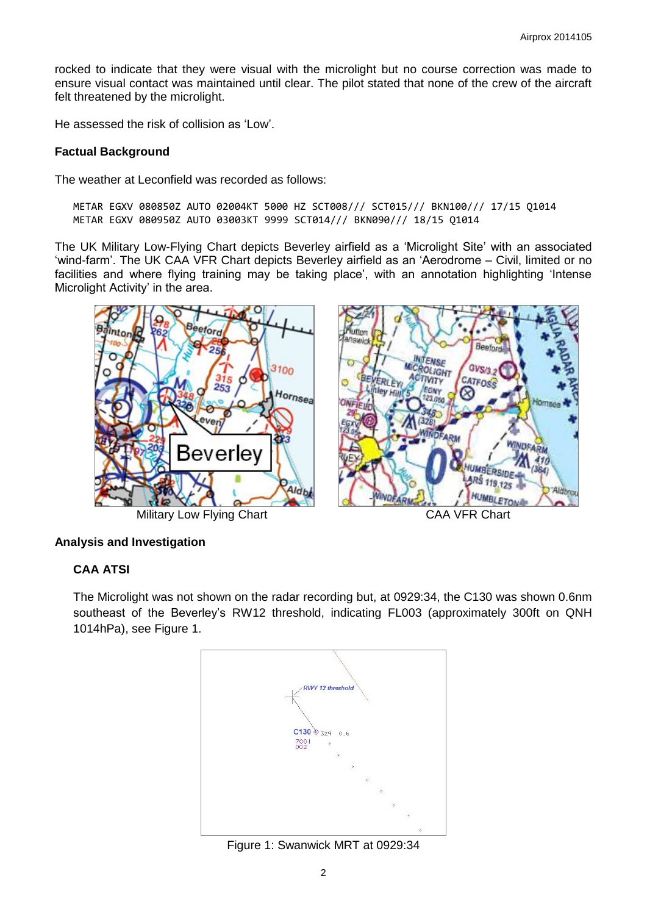rocked to indicate that they were visual with the microlight but no course correction was made to ensure visual contact was maintained until clear. The pilot stated that none of the crew of the aircraft felt threatened by the microlight.

He assessed the risk of collision as 'Low'.

**Factual Background**

The weather at Leconfield was recorded as follows:

```
METAR EGXV 080850Z AUTO 02004KT 5000 HZ SCT008/// SCT015/// BKN100/// 17/15 Q1014
METAR EGXV 080950Z AUTO 03003KT 9999 SCT014/// BKN090/// 18/15 Q1014
```

The UK Military Low-Flying Chart depicts Beverley airfield as a 'Microlight Site' with an associated 'wind-farm'. The UK CAA VFR Chart depicts Beverley airfield as an 'Aerodrome – Civil, limited or no facilities and where flying training may be taking place', with an annotation highlighting 'Intense Microlight Activity' in the area.

Military Low Flying Chart

CAA VFR Chart

**Analysis and Investigation**

**CAA ATSI**

The Microlight was not shown on the radar recording but, at 0929:34, the C130 was shown 0.6nm southeast of the Beverley's RW12 threshold, indicating FL003 (approximately 300ft on QNH 1014hPa), see Figure 1.

Figure 1: Swanwick MRT at 0929:34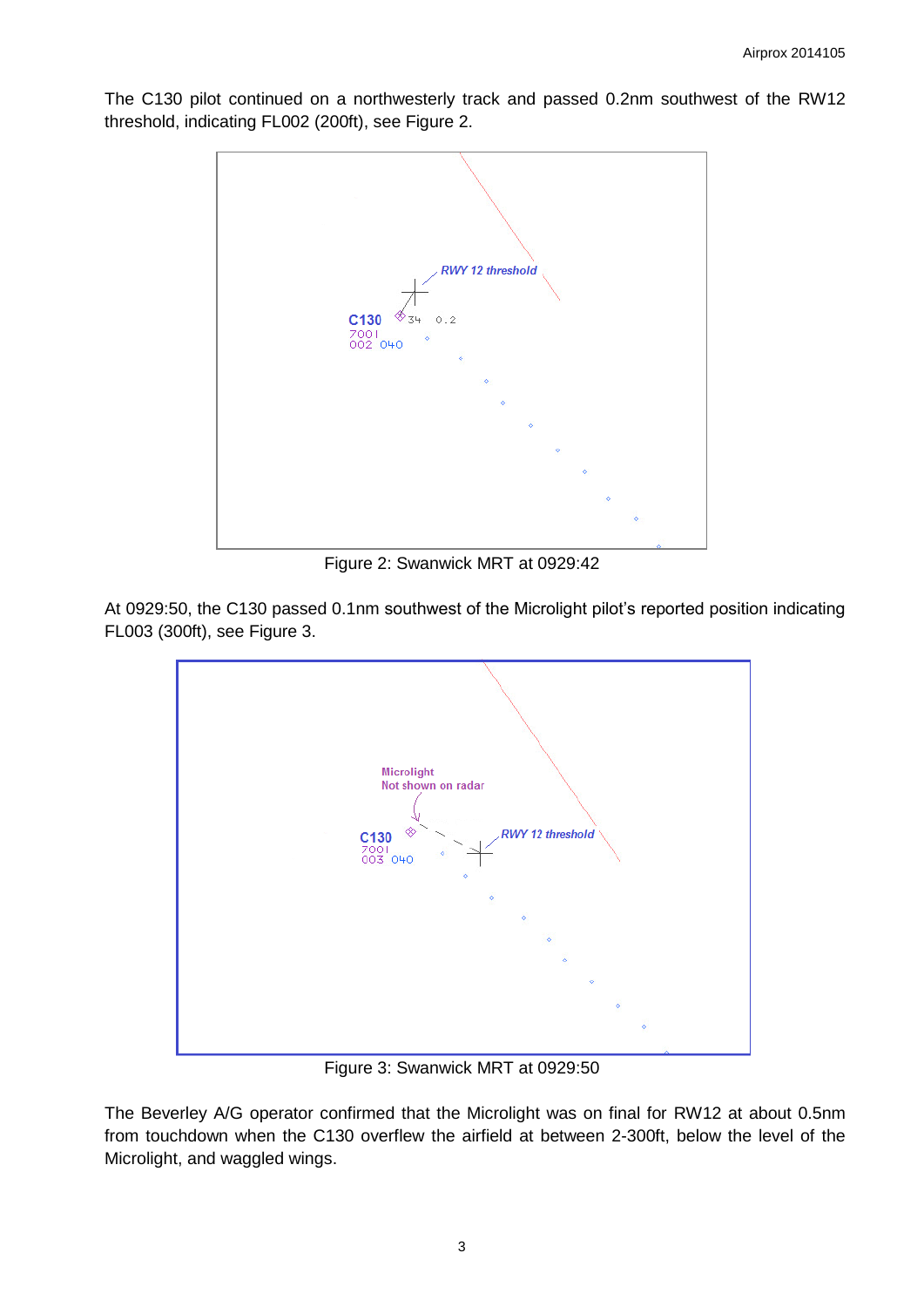The C130 pilot continued on a northwesterly track and passed 0.2nm southwest of the RW12 threshold, indicating FL002 (200ft), see Figure 2.

Figure 2: Swanwick MRT at 0929:42

At 0929:50, the C130 passed 0.1nm southwest of the Microlight pilot's reported position indicating FL003 (300ft), see Figure 3.

Figure 3: Swanwick MRT at 0929:50

The Beverley A/G operator confirmed that the Microlight was on final for RW12 at about 0.5nm from touchdown when the C130 overflew the airfield at between 2-300ft, below the level of the Microlight, and waggled wings.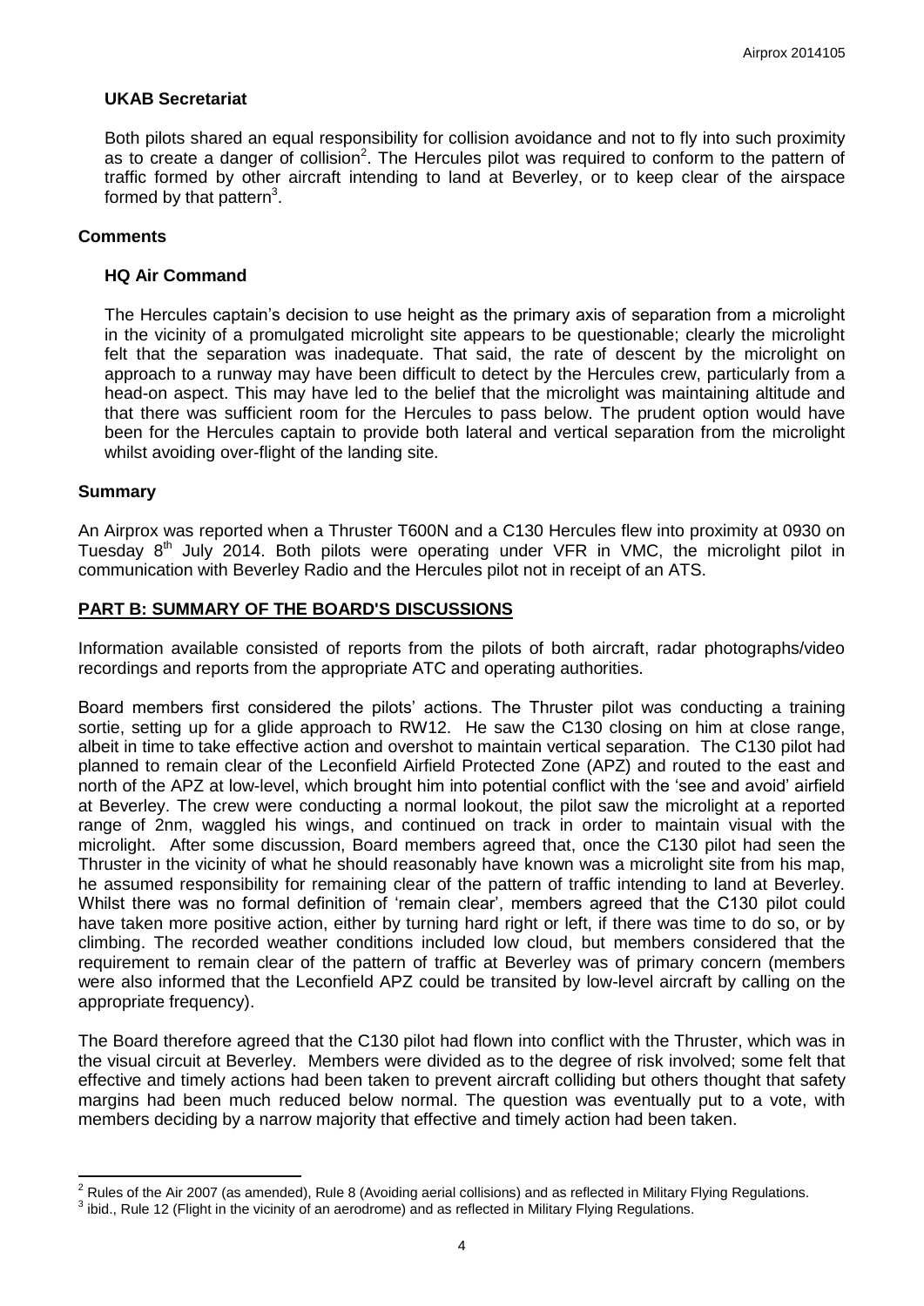### UKAB Secretariat

Both pilots shared an equal responsibility for collision avoidance and not to fly into such proximity as to create a danger of collision[2]. The Hercules pilot was required to conform to the pattern of traffic formed by other aircraft intending to land at Beverley, or to keep clear of the airspace formed by that pattern[3].

## Comments

### HQ Air Command

The Hercules captain's decision to use height as the primary axis of separation from a microlight in the vicinity of a promulgated microlight site appears to be questionable; clearly the microlight felt that the separation was inadequate. That said, the rate of descent by the microlight on approach to a runway may have been difficult to detect by the Hercules crew, particularly from a head-on aspect. This may have led to the belief that the microlight was maintaining altitude and that there was sufficient room for the Hercules to pass below. The prudent option would have been for the Hercules captain to provide both lateral and vertical separation from the microlight whilst avoiding over-flight of the landing site.

## Summary

An Airprox was reported when a Thruster T600N and a C130 Hercules flew into proximity at 0930 on Tuesday 8th July 2014. Both pilots were operating under VFR in VMC, the microlight pilot in communication with Beverley Radio and the Hercules pilot not in receipt of an ATS.

## PART B: SUMMARY OF THE BOARD'S DISCUSSIONS

Information available consisted of reports from the pilots of both aircraft, radar photographs/video recordings and reports from the appropriate ATC and operating authorities.

Board members first considered the pilots' actions. The Thruster pilot was conducting a training sortie, setting up for a glide approach to RW12. He saw the C130 closing on him at close range, albeit in time to take effective action and overshot to maintain vertical separation. The C130 pilot had planned to remain clear of the Leconfield Airfield Protected Zone (APZ) and routed to the east and north of the APZ at low-level, which brought him into potential conflict with the 'see and avoid' airfield at Beverley. The crew were conducting a normal lookout, the pilot saw the microlight at a reported range of 2nm, waggled his wings, and continued on track in order to maintain visual with the microlight. After some discussion, Board members agreed that, once the C130 pilot had seen the Thruster in the vicinity of what he should reasonably have known was a microlight site from his map, he assumed responsibility for remaining clear of the pattern of traffic intending to land at Beverley. Whilst there was no formal definition of 'remain clear', members agreed that the C130 pilot could have taken more positive action, either by turning hard right or left, if there was time to do so, or by climbing. The recorded weather conditions included low cloud, but members considered that the requirement to remain clear of the pattern of traffic at Beverley was of primary concern (members were also informed that the Leconfield APZ could be transited by low-level aircraft by calling on the appropriate frequency).

The Board therefore agreed that the C130 pilot had flown into conflict with the Thruster, which was in the visual circuit at Beverley. Members were divided as to the degree of risk involved; some felt that effective and timely actions had been taken to prevent aircraft colliding but others thought that safety margins had been much reduced below normal. The question was eventually put to a vote, with members deciding by a narrow majority that effective and timely action had been taken.

---

[2] Rules of the Air 2007 (as amended), Rule 8 (Avoiding aerial collisions) and as reflected in Military Flying Regulations.

[3] ibid., Rule 12 (Flight in the vicinity of an aerodrome) and as reflected in Military Flying Regulations.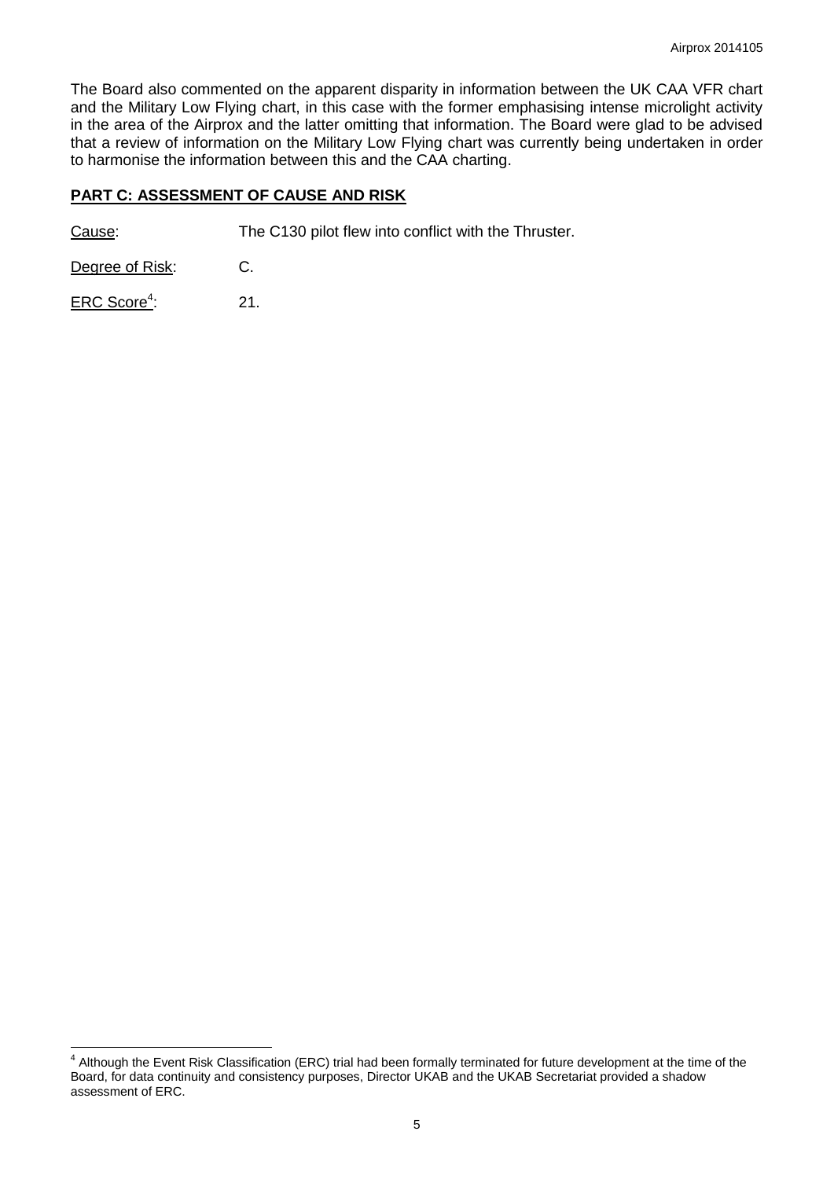The Board also commented on the apparent disparity in information between the UK CAA VFR chart and the Military Low Flying chart, in this case with the former emphasising intense microlight activity in the area of the Airprox and the latter omitting that information. The Board were glad to be advised that a review of information on the Military Low Flying chart was currently being undertaken in order to harmonise the information between this and the CAA charting.

## PART C: ASSESSMENT OF CAUSE AND RISK

Cause: The C130 pilot flew into conflict with the Thruster.

Degree of Risk: C.

ERC Score[4]: 21.

[4] Although the Event Risk Classification (ERC) trial had been formally terminated for future development at the time of the Board, for data continuity and consistency purposes, Director UKAB and the UKAB Secretariat provided a shadow assessment of ERC.